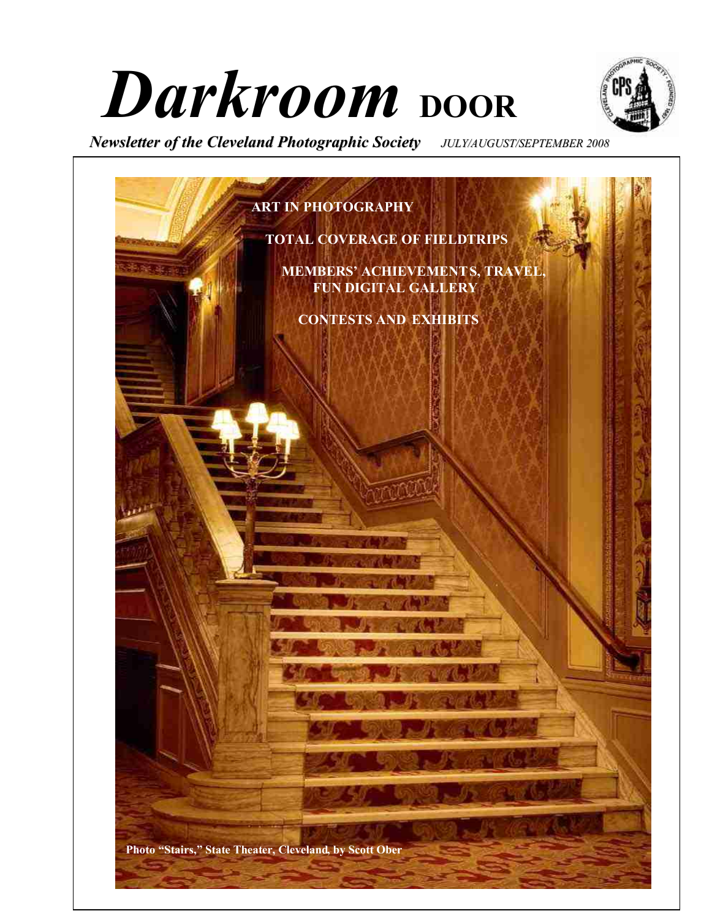# *Darkroom* DOOR

***Newsletter of the Cleveland Photographic Society*** *JULY/AUGUST/SEPTEMBER 2008*

**ART IN PHOTOGRAPHY**

**TOTAL COVERAGE OF FIELDTRIPS**

**MEMBERS' ACHIEVEMENTS, TRAVEL, FUN DIGITAL GALLERY**

**CONTESTS AND EXHIBITS**

**Photo "Stairs," State Theater, Cleveland, by Scott Ober**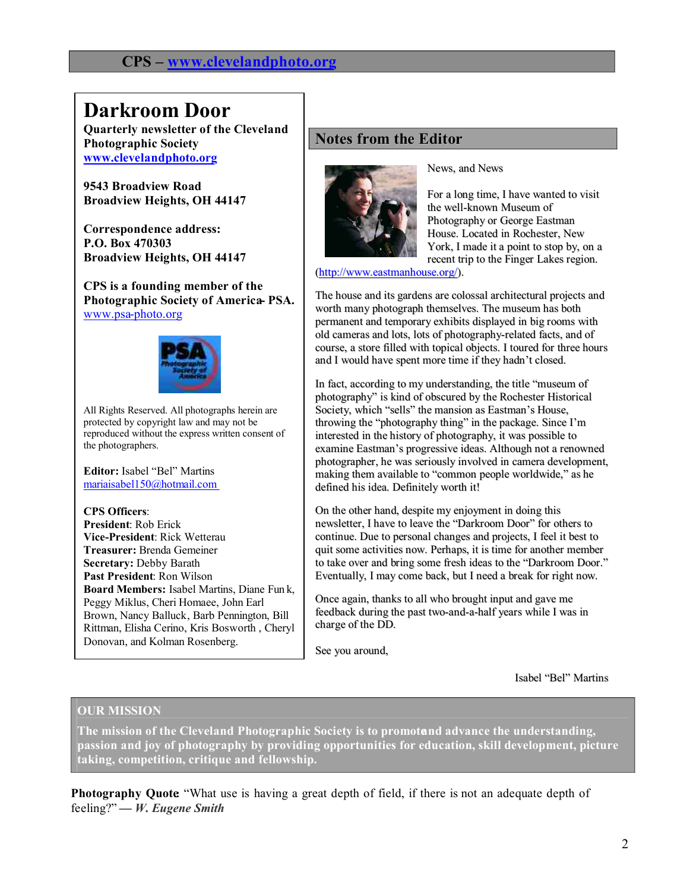CPS – www.clevelandphoto.org

# Darkroom Door

**Quarterly newsletter of the Cleveland Photographic Society**
**www.clevelandphoto.org**

**9543 Broadview Road**
**Broadview Heights, OH 44147**

**Correspondence address:**
**P.O. Box 470303**
**Broadview Heights, OH 44147**

**CPS is a founding member of the Photographic Society of America- PSA.**
www.psa-photo.org

All Rights Reserved. All photographs herein are protected by copyright law and may not be reproduced without the express written consent of the photographers.

**Editor:** Isabel "Bel" Martins
mariaisabel150@hotmail.com

**CPS Officers**:
**President**: Rob Erick
**Vice-President**: Rick Wetterau
**Treasurer:** Brenda Gemeiner
**Secretary:** Debby Barath
**Past President**: Ron Wilson
**Board Members:** Isabel Martins, Diane Funk, Peggy Miklus, Cheri Homaee, John Earl Brown, Nancy Balluck, Barb Pennington, Bill Rittman, Elisha Cerino, Kris Bosworth , Cheryl Donovan, and Kolman Rosenberg.

## Notes from the Editor

News, and News

For a long time, I have wanted to visit the well-known Museum of Photography or George Eastman House. Located in Rochester, New York, I made it a point to stop by, on a recent trip to the Finger Lakes region. (http://www.eastmanhouse.org/).

The house and its gardens are colossal architectural projects and worth many photograph themselves. The museum has both permanent and temporary exhibits displayed in big rooms with old cameras and lots, lots of photography-related facts, and of course, a store filled with topical objects. I toured for three hours and I would have spent more time if they hadn't closed.

In fact, according to my understanding, the title "museum of photography" is kind of obscured by the Rochester Historical Society, which "sells" the mansion as Eastman's House, throwing the "photography thing" in the package. Since I'm interested in the history of photography, it was possible to examine Eastman's progressive ideas. Although not a renowned photographer, he was seriously involved in camera development, making them available to "common people worldwide," as he defined his idea. Definitely worth it!

On the other hand, despite my enjoyment in doing this newsletter, I have to leave the "Darkroom Door" for others to continue. Due to personal changes and projects, I feel it best to quit some activities now. Perhaps, it is time for another member to take over and bring some fresh ideas to the "Darkroom Door." Eventually, I may come back, but I need a break for right now.

Once again, thanks to all who brought input and gave me feedback during the past two-and-a-half years while I was in charge of the DD.

See you around,

Isabel "Bel" Martins

**OUR MISSION**

**The mission of the Cleveland Photographic Society is to promote and advance the understanding, passion and joy of photography by providing opportunities for education, skill development, picture taking, competition, critique and fellowship.**

**Photography Quote** "What use is having a great depth of field, if there is not an adequate depth of feeling?" **— *W. Eugene Smith***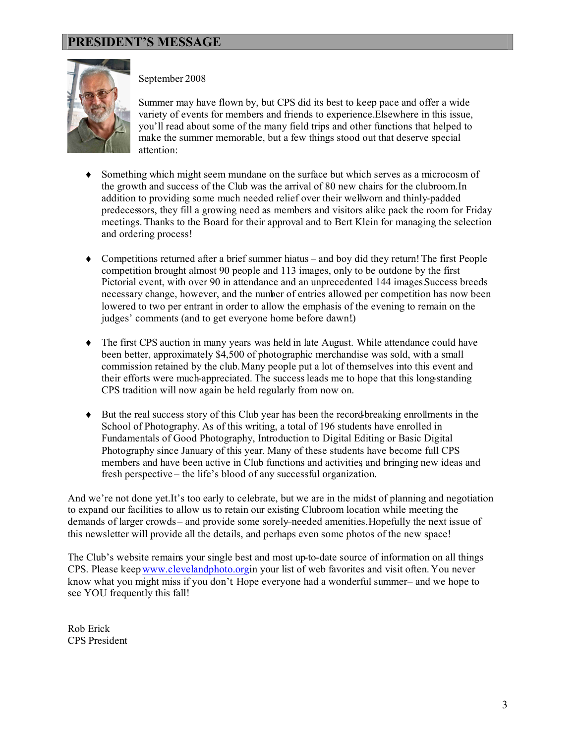## PRESIDENT'S MESSAGE

September 2008

Summer may have flown by, but CPS did its best to keep pace and offer a wide variety of events for members and friends to experience. Elsewhere in this issue, you'll read about some of the many field trips and other functions that helped to make the summer memorable, but a few things stood out that deserve special attention:

- Something which might seem mundane on the surface but which serves as a microcosm of the growth and success of the Club was the arrival of 80 new chairs for the clubroom. In addition to providing some much needed relief over their well-worn and thinly-padded predecessors, they fill a growing need as members and visitors alike pack the room for Friday meetings. Thanks to the Board for their approval and to Bert Klein for managing the selection and ordering process!

- Competitions returned after a brief summer hiatus – and boy did they return! The first People competition brought almost 90 people and 113 images, only to be outdone by the first Pictorial event, with over 90 in attendance and an unprecedented 144 images. Success breeds necessary change, however, and the number of entries allowed per competition has now been lowered to two per entrant in order to allow the emphasis of the evening to remain on the judges' comments (and to get everyone home before dawn!)

- The first CPS auction in many years was held in late August. While attendance could have been better, approximately $4,500 of photographic merchandise was sold, with a small commission retained by the club. Many people put a lot of themselves into this event and their efforts were much-appreciated. The success leads me to hope that this long-standing CPS tradition will now again be held regularly from now on.

- But the real success story of this Club year has been the record-breaking enrollments in the School of Photography. As of this writing, a total of 196 students have enrolled in Fundamentals of Good Photography, Introduction to Digital Editing or Basic Digital Photography since January of this year. Many of these students have become full CPS members and have been active in Club functions and activities, and bringing new ideas and fresh perspective – the life's blood of any successful organization.

And we're not done yet. It's too early to celebrate, but we are in the midst of planning and negotiation to expand our facilities to allow us to retain our existing Clubroom location while meeting the demands of larger crowds – and provide some sorely-needed amenities. Hopefully the next issue of this newsletter will provide all the details, and perhaps even some photos of the new space!

The Club's website remains your single best and most up-to-date source of information on all things CPS. Please keep www.clevelandphoto.org in your list of web favorites and visit often. You never know what you might miss if you don't. Hope everyone had a wonderful summer – and we hope to see YOU frequently this fall!

Rob Erick
CPS President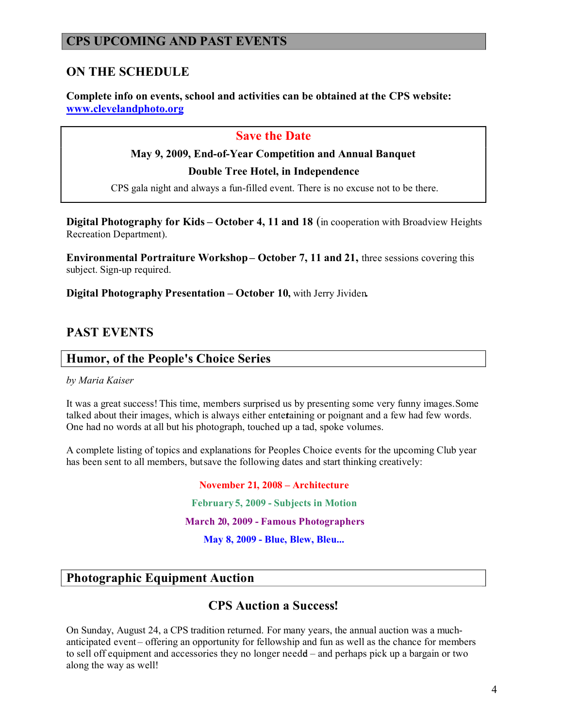## CPS UPCOMING AND PAST EVENTS

### ON THE SCHEDULE

**Complete info on events, school and activities can be obtained at the CPS website: [www.clevelandphoto.org](http://www.clevelandphoto.org)**

> **Save the Date**
>
> **May 9, 2009, End-of-Year Competition and Annual Banquet**
>
> **Double Tree Hotel, in Independence**
>
> CPS gala night and always a fun-filled event. There is no excuse not to be there.

**Digital Photography for Kids – October 4, 11 and 18** (in cooperation with Broadview Heights Recreation Department).

**Environmental Portraiture Workshop – October 7, 11 and 21,** three sessions covering this subject. Sign-up required.

**Digital Photography Presentation – October 10,** with Jerry Jividen.

### PAST EVENTS

#### Humor, of the People's Choice Series

*by Maria Kaiser*

It was a great success! This time, members surprised us by presenting some very funny images. Some talked about their images, which is always either entertaining or poignant and a few had few words. One had no words at all but his photograph, touched up a tad, spoke volumes.

A complete listing of topics and explanations for Peoples Choice events for the upcoming Club year has been sent to all members, but save the following dates and start thinking creatively:

**November 21, 2008 – Architecture**

**February 5, 2009 - Subjects in Motion**

**March 20, 2009 - Famous Photographers**

**May 8, 2009 - Blue, Blew, Bleu...**

#### Photographic Equipment Auction

**CPS Auction a Success!**

On Sunday, August 24, a CPS tradition returned. For many years, the annual auction was a much-anticipated event – offering an opportunity for fellowship and fun as well as the chance for members to sell off equipment and accessories they no longer need – and perhaps pick up a bargain or two along the way as well!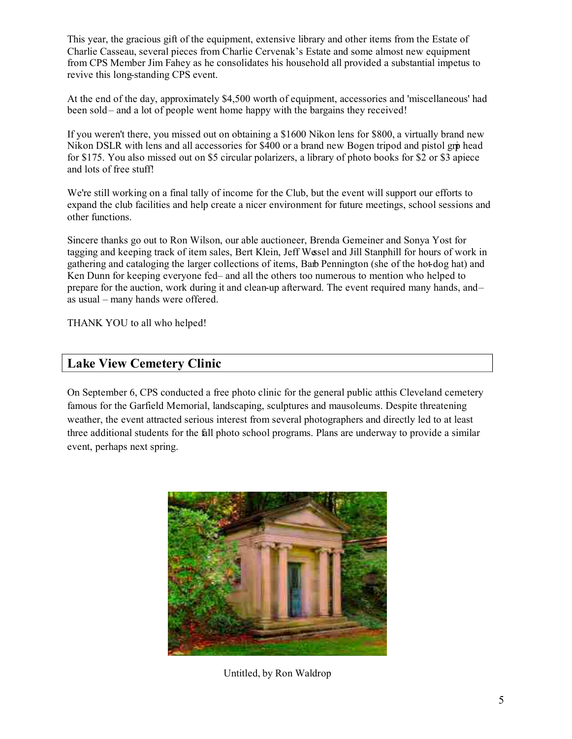This year, the gracious gift of the equipment, extensive library and other items from the Estate of Charlie Casseau, several pieces from Charlie Cervenak's Estate and some almost new equipment from CPS Member Jim Fahey as he consolidates his household all provided a substantial impetus to revive this long-standing CPS event.

At the end of the day, approximately $4,500 worth of equipment, accessories and 'miscellaneous' had been sold – and a lot of people went home happy with the bargains they received!

If you weren't there, you missed out on obtaining a $1600 Nikon lens for $800, a virtually brand new Nikon DSLR with lens and all accessories for $400 or a brand new Bogen tripod and pistol grip head for $175. You also missed out on $5 circular polarizers, a library of photo books for $2 or $3 apiece and lots of free stuff!

We're still working on a final tally of income for the Club, but the event will support our efforts to expand the club facilities and help create a nicer environment for future meetings, school sessions and other functions.

Sincere thanks go out to Ron Wilson, our able auctioneer, Brenda Gemeiner and Sonya Yost for tagging and keeping track of item sales, Bert Klein, Jeff Wessel and Jill Stanphill for hours of work in gathering and cataloging the larger collections of items, Barb Pennington (she of the hot-dog hat) and Ken Dunn for keeping everyone fed – and all the others too numerous to mention who helped to prepare for the auction, work during it and clean-up afterward. The event required many hands, and – as usual – many hands were offered.

THANK YOU to all who helped!

## Lake View Cemetery Clinic

On September 6, CPS conducted a free photo clinic for the general public at this Cleveland cemetery famous for the Garfield Memorial, landscaping, sculptures and mausoleums. Despite threatening weather, the event attracted serious interest from several photographers and directly led to at least three additional students for the fall photo school programs. Plans are underway to provide a similar event, perhaps next spring.

Untitled, by Ron Waldrop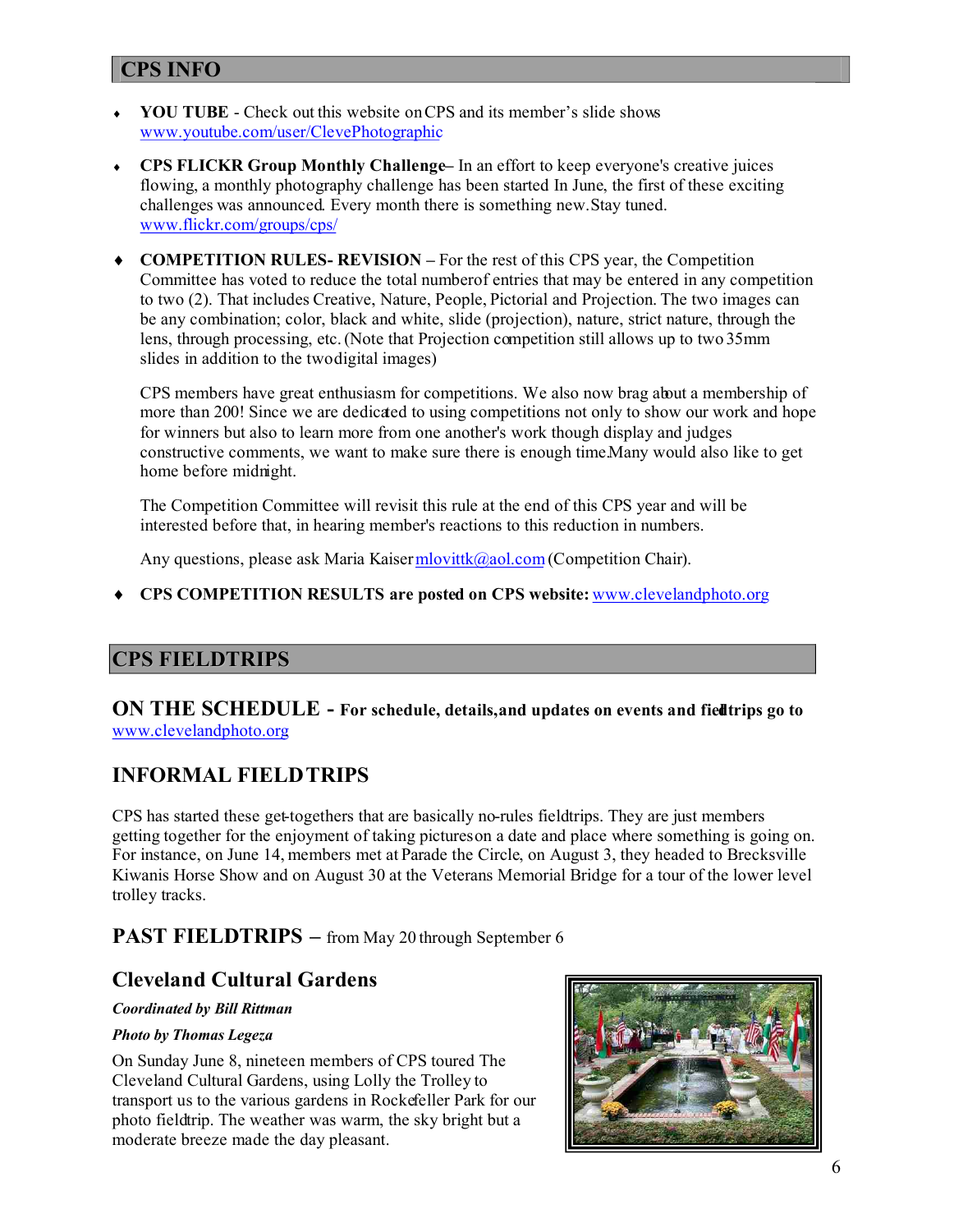## CPS INFO

- **YOU TUBE** - Check out this website on CPS and its member's slide shows www.youtube.com/user/ClevePhotographic

- **CPS FLICKR Group Monthly Challenge**– In an effort to keep everyone's creative juices flowing, a monthly photography challenge has been started In June, the first of these exciting challenges was announced. Every month there is something new. Stay tuned. www.flickr.com/groups/cps/

- **COMPETITION RULES- REVISION** – For the rest of this CPS year, the Competition Committee has voted to reduce the total number of entries that may be entered in any competition to two (2). That includes Creative, Nature, People, Pictorial and Projection. The two images can be any combination; color, black and white, slide (projection), nature, strict nature, through the lens, through processing, etc. (Note that Projection competition still allows up to two 35mm slides in addition to the two digital images)

  CPS members have great enthusiasm for competitions. We also now brag about a membership of more than 200! Since we are dedicated to using competitions not only to show our work and hope for winners but also to learn more from one another's work though display and judges constructive comments, we want to make sure there is enough time. Many would also like to get home before midnight.

  The Competition Committee will revisit this rule at the end of this CPS year and will be interested before that, in hearing member's reactions to this reduction in numbers.

  Any questions, please ask Maria Kaiser mlovittk@aol.com (Competition Chair).

- **CPS COMPETITION RESULTS are posted on CPS website:** www.clevelandphoto.org

## CPS FIELDTRIPS

### ON THE SCHEDULE - For schedule, details, and updates on events and fieldtrips go to www.clevelandphoto.org

### INFORMAL FIELD TRIPS

CPS has started these get-togethers that are basically no-rules fieldtrips. They are just members getting together for the enjoyment of taking pictures on a date and place where something is going on. For instance, on June 14, members met at Parade the Circle, on August 3, they headed to Brecksville Kiwanis Horse Show and on August 30 at the Veterans Memorial Bridge for a tour of the lower level trolley tracks.

### PAST FIELDTRIPS – from May 20 through September 6

### Cleveland Cultural Gardens

***Coordinated by Bill Rittman***

***Photo by Thomas Legeza***

On Sunday June 8, nineteen members of CPS toured The Cleveland Cultural Gardens, using Lolly the Trolley to transport us to the various gardens in Rockefeller Park for our photo fieldtrip. The weather was warm, the sky bright but a moderate breeze made the day pleasant.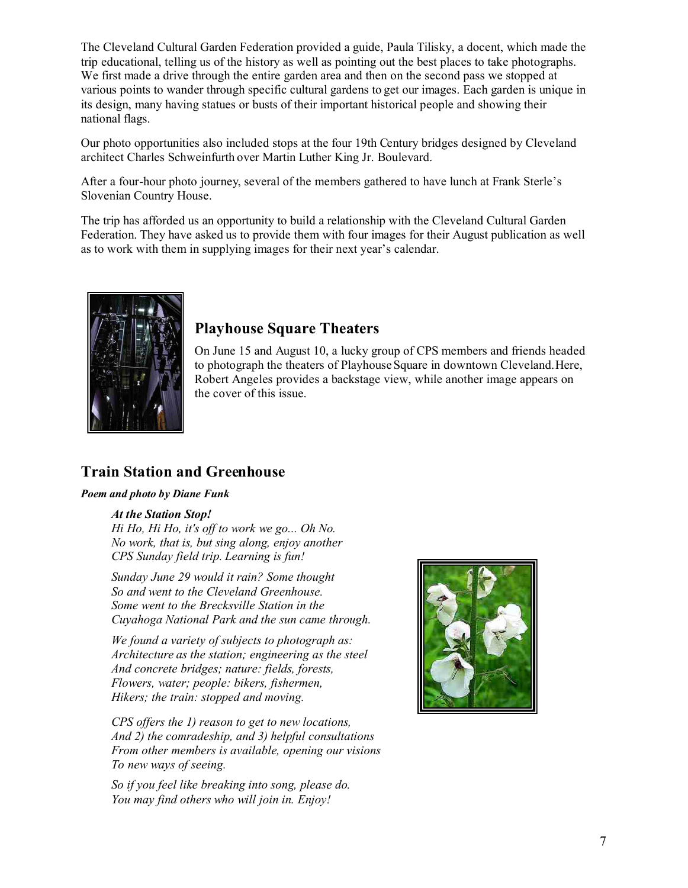The Cleveland Cultural Garden Federation provided a guide, Paula Tilisky, a docent, which made the trip educational, telling us of the history as well as pointing out the best places to take photographs. We first made a drive through the entire garden area and then on the second pass we stopped at various points to wander through specific cultural gardens to get our images. Each garden is unique in its design, many having statues or busts of their important historical people and showing their national flags.

Our photo opportunities also included stops at the four 19th Century bridges designed by Cleveland architect Charles Schweinfurth over Martin Luther King Jr. Boulevard.

After a four-hour photo journey, several of the members gathered to have lunch at Frank Sterle's Slovenian Country House.

The trip has afforded us an opportunity to build a relationship with the Cleveland Cultural Garden Federation. They have asked us to provide them with four images for their August publication as well as to work with them in supplying images for their next year's calendar.

## Playhouse Square Theaters

On June 15 and August 10, a lucky group of CPS members and friends headed to photograph the theaters of Playhouse Square in downtown Cleveland. Here, Robert Angeles provides a backstage view, while another image appears on the cover of this issue.

## Train Station and Greenhouse

***Poem and photo by Diane Funk***

***At the Station Stop!***
*Hi Ho, Hi Ho, it's off to work we go... Oh No.*
*No work, that is, but sing along, enjoy another*
*CPS Sunday field trip. Learning is fun!*

*Sunday June 29 would it rain? Some thought*
*So and went to the Cleveland Greenhouse.*
*Some went to the Brecksville Station in the*
*Cuyahoga National Park and the sun came through.*

*We found a variety of subjects to photograph as:*
*Architecture as the station; engineering as the steel*
*And concrete bridges; nature: fields, forests,*
*Flowers, water; people: bikers, fishermen,*
*Hikers; the train: stopped and moving.*

*CPS offers the 1) reason to get to new locations,*
*And 2) the comradeship, and 3) helpful consultations*
*From other members is available, opening our visions*
*To new ways of seeing.*

*So if you feel like breaking into song, please do.*
*You may find others who will join in. Enjoy!*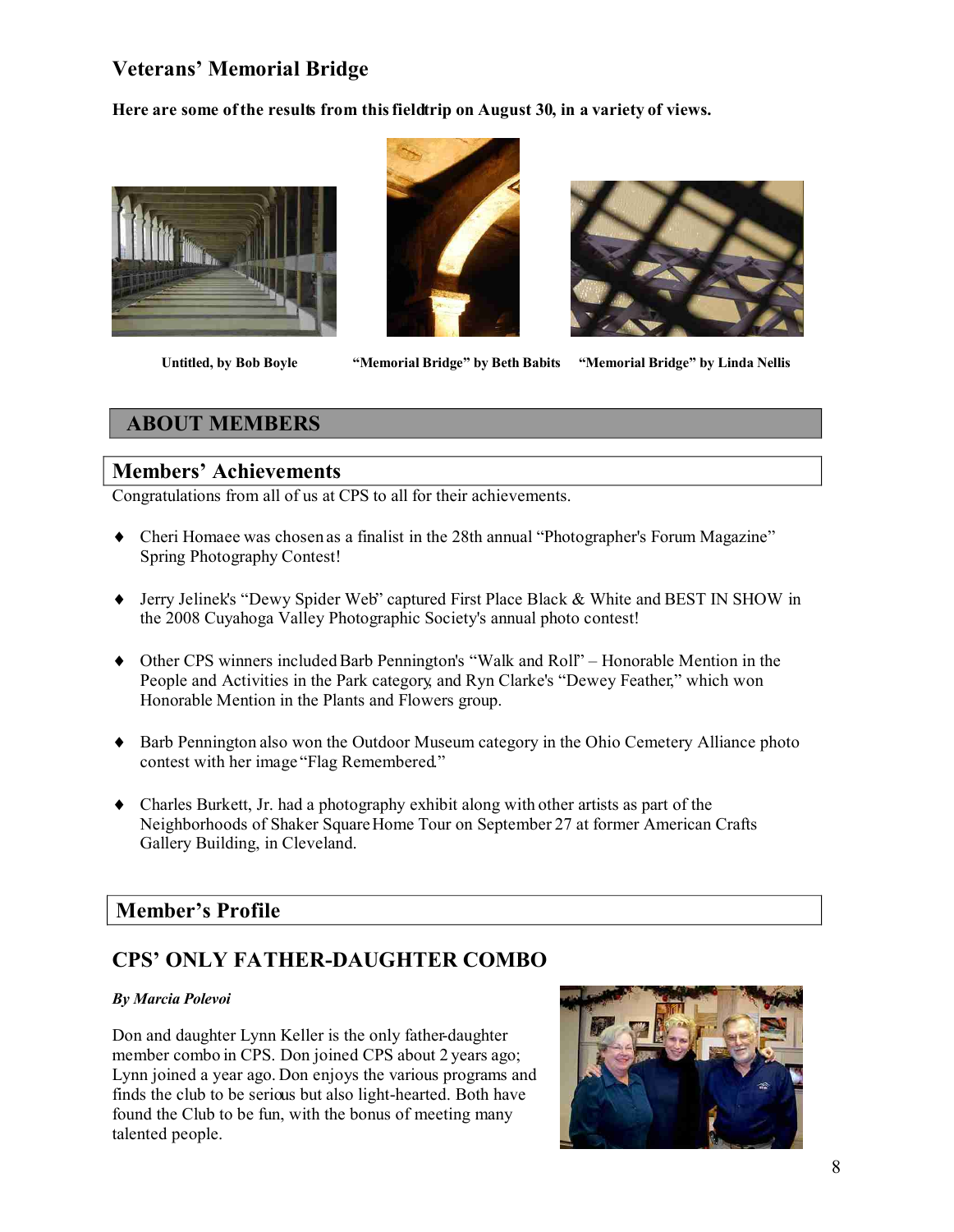## Veterans' Memorial Bridge

**Here are some of the results from this fieldtrip on August 30, in a variety of views.**

**Untitled, by Bob Boyle** **"Memorial Bridge" by Beth Babits** **"Memorial Bridge" by Linda Nellis**

# ABOUT MEMBERS

## Members' Achievements

Congratulations from all of us at CPS to all for their achievements.

- Cheri Homaee was chosen as a finalist in the 28th annual "Photographer's Forum Magazine" Spring Photography Contest!
- Jerry Jelinek's "Dewy Spider Web" captured First Place Black & White and BEST IN SHOW in the 2008 Cuyahoga Valley Photographic Society's annual photo contest!
- Other CPS winners included Barb Pennington's "Walk and Roll" – Honorable Mention in the People and Activities in the Park category, and Ryn Clarke's "Dewey Feather," which won Honorable Mention in the Plants and Flowers group.
- Barb Pennington also won the Outdoor Museum category in the Ohio Cemetery Alliance photo contest with her image "Flag Remembered."
- Charles Burkett, Jr. had a photography exhibit along with other artists as part of the Neighborhoods of Shaker Square Home Tour on September 27 at former American Crafts Gallery Building, in Cleveland.

## Member's Profile

## CPS' ONLY FATHER-DAUGHTER COMBO

***By Marcia Polevoi***

Don and daughter Lynn Keller is the only father-daughter member combo in CPS. Don joined CPS about 2 years ago; Lynn joined a year ago. Don enjoys the various programs and finds the club to be serious but also light-hearted. Both have found the Club to be fun, with the bonus of meeting many talented people.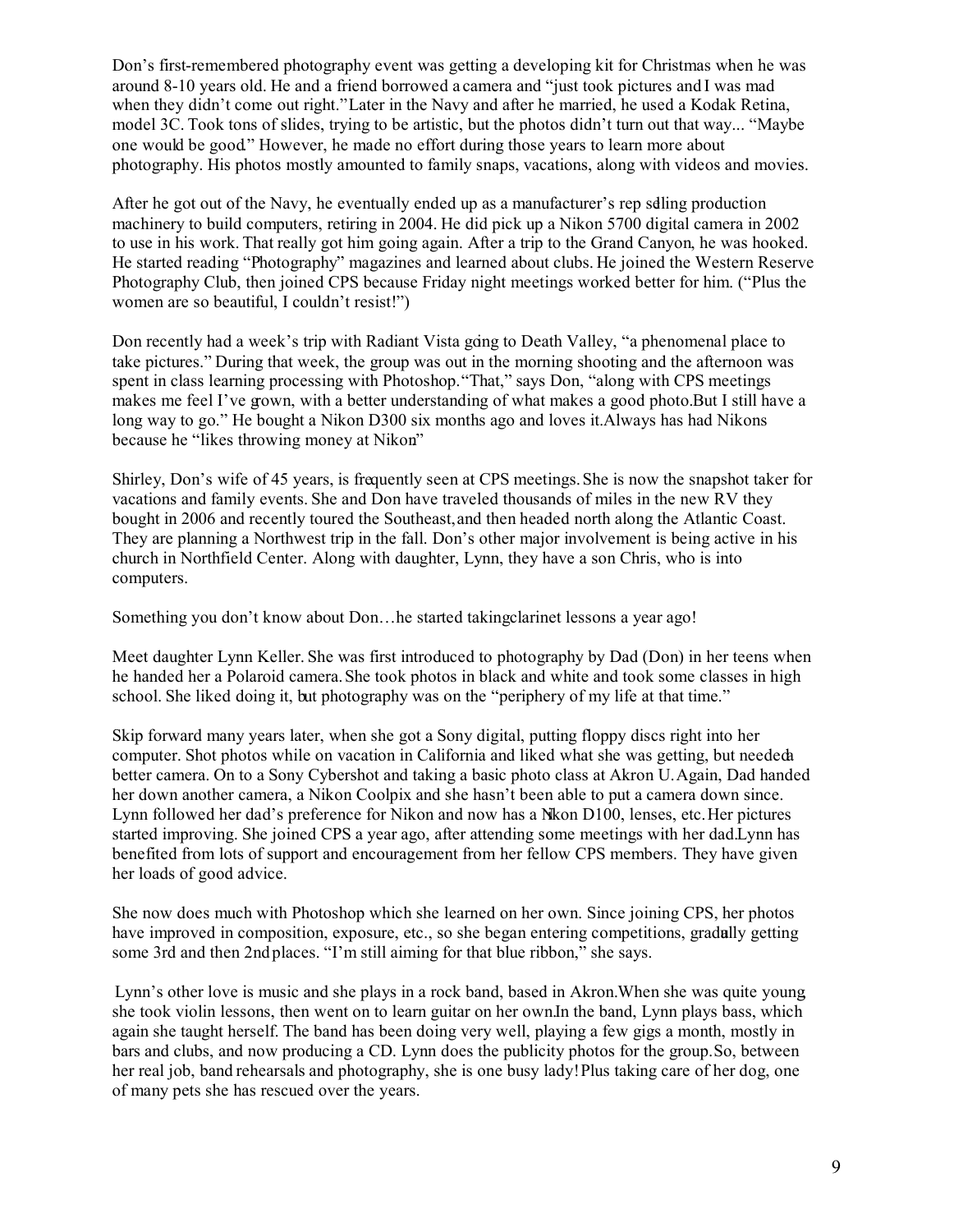Don's first-remembered photography event was getting a developing kit for Christmas when he was around 8-10 years old. He and a friend borrowed a camera and "just took pictures and I was mad when they didn't come out right." Later in the Navy and after he married, he used a Kodak Retina, model 3C. Took tons of slides, trying to be artistic, but the photos didn't turn out that way... "Maybe one would be good." However, he made no effort during those years to learn more about photography. His photos mostly amounted to family snaps, vacations, along with videos and movies.

After he got out of the Navy, he eventually ended up as a manufacturer's rep selling production machinery to build computers, retiring in 2004. He did pick up a Nikon 5700 digital camera in 2002 to use in his work. That really got him going again. After a trip to the Grand Canyon, he was hooked. He started reading "Photography" magazines and learned about clubs. He joined the Western Reserve Photography Club, then joined CPS because Friday night meetings worked better for him. ("Plus the women are so beautiful, I couldn't resist!")

Don recently had a week's trip with Radiant Vista going to Death Valley, "a phenomenal place to take pictures." During that week, the group was out in the morning shooting and the afternoon was spent in class learning processing with Photoshop. "That," says Don, "along with CPS meetings makes me feel I've grown, with a better understanding of what makes a good photo. But I still have a long way to go." He bought a Nikon D300 six months ago and loves it. Always has had Nikons because he "likes throwing money at Nikon"

Shirley, Don's wife of 45 years, is frequently seen at CPS meetings. She is now the snapshot taker for vacations and family events. She and Don have traveled thousands of miles in the new RV they bought in 2006 and recently toured the Southeast, and then headed north along the Atlantic Coast. They are planning a Northwest trip in the fall. Don's other major involvement is being active in his church in Northfield Center. Along with daughter, Lynn, they have a son Chris, who is into computers.

Something you don't know about Don…he started taking clarinet lessons a year ago!

Meet daughter Lynn Keller. She was first introduced to photography by Dad (Don) in her teens when he handed her a Polaroid camera. She took photos in black and white and took some classes in high school. She liked doing it, but photography was on the "periphery of my life at that time."

Skip forward many years later, when she got a Sony digital, putting floppy discs right into her computer. Shot photos while on vacation in California and liked what she was getting, but needed a better camera. On to a Sony Cybershot and taking a basic photo class at Akron U. Again, Dad handed her down another camera, a Nikon Coolpix and she hasn't been able to put a camera down since. Lynn followed her dad's preference for Nikon and now has a Nikon D100, lenses, etc. Her pictures started improving. She joined CPS a year ago, after attending some meetings with her dad. Lynn has benefited from lots of support and encouragement from her fellow CPS members. They have given her loads of good advice.

She now does much with Photoshop which she learned on her own. Since joining CPS, her photos have improved in composition, exposure, etc., so she began entering competitions, gradually getting some 3rd and then 2nd places. "I'm still aiming for that blue ribbon," she says.

Lynn's other love is music and she plays in a rock band, based in Akron. When she was quite young she took violin lessons, then went on to learn guitar on her own. In the band, Lynn plays bass, which again she taught herself. The band has been doing very well, playing a few gigs a month, mostly in bars and clubs, and now producing a CD. Lynn does the publicity photos for the group. So, between her real job, band rehearsals and photography, she is one busy lady! Plus taking care of her dog, one of many pets she has rescued over the years.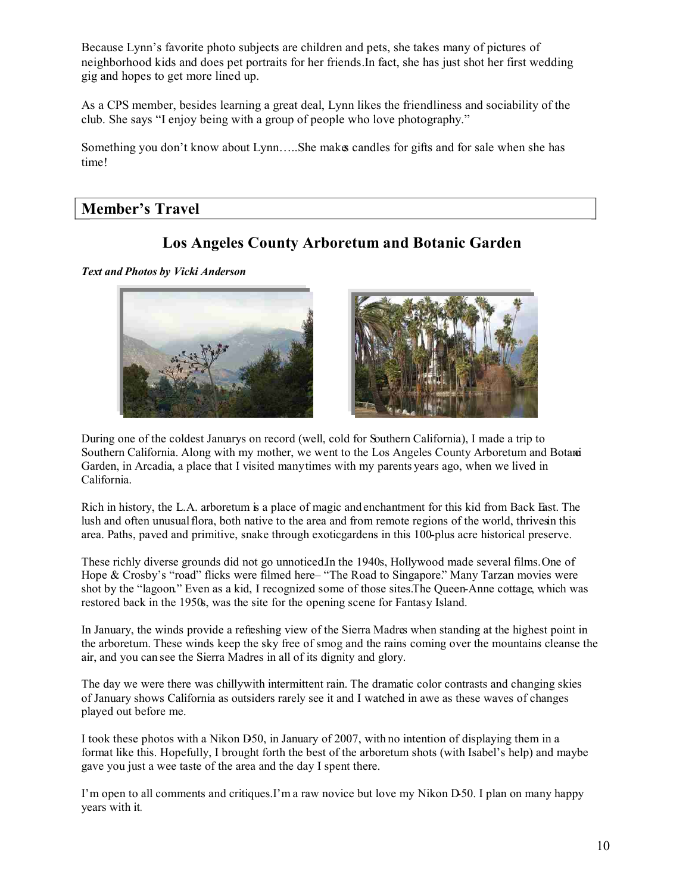Because Lynn's favorite photo subjects are children and pets, she takes many of pictures of neighborhood kids and does pet portraits for her friends. In fact, she has just shot her first wedding gig and hopes to get more lined up.

As a CPS member, besides learning a great deal, Lynn likes the friendliness and sociability of the club. She says "I enjoy being with a group of people who love photography."

Something you don't know about Lynn…..She makes candles for gifts and for sale when she has time!

## Member's Travel

### Los Angeles County Arboretum and Botanic Garden

***Text and Photos by Vicki Anderson***

During one of the coldest Januarys on record (well, cold for Southern California), I made a trip to Southern California. Along with my mother, we went to the Los Angeles County Arboretum and Botanic Garden, in Arcadia, a place that I visited many times with my parents years ago, when we lived in California.

Rich in history, the L.A. arboretum is a place of magic and enchantment for this kid from Back East. The lush and often unusual flora, both native to the area and from remote regions of the world, thrives in this area. Paths, paved and primitive, snake through exotic gardens in this 100-plus acre historical preserve.

These richly diverse grounds did not go unnoticed. In the 1940s, Hollywood made several films. One of Hope & Crosby's "road" flicks were filmed here– "The Road to Singapore." Many Tarzan movies were shot by the "lagoon." Even as a kid, I recognized some of those sites. The Queen-Anne cottage, which was restored back in the 1950s, was the site for the opening scene for Fantasy Island.

In January, the winds provide a refreshing view of the Sierra Madres when standing at the highest point in the arboretum. These winds keep the sky free of smog and the rains coming over the mountains cleanse the air, and you can see the Sierra Madres in all of its dignity and glory.

The day we were there was chilly with intermittent rain. The dramatic color contrasts and changing skies of January shows California as outsiders rarely see it and I watched in awe as these waves of changes played out before me.

I took these photos with a Nikon D-50, in January of 2007, with no intention of displaying them in a format like this. Hopefully, I brought forth the best of the arboretum shots (with Isabel's help) and maybe gave you just a wee taste of the area and the day I spent there.

I'm open to all comments and critiques. I'm a raw novice but love my Nikon D-50. I plan on many happy years with it.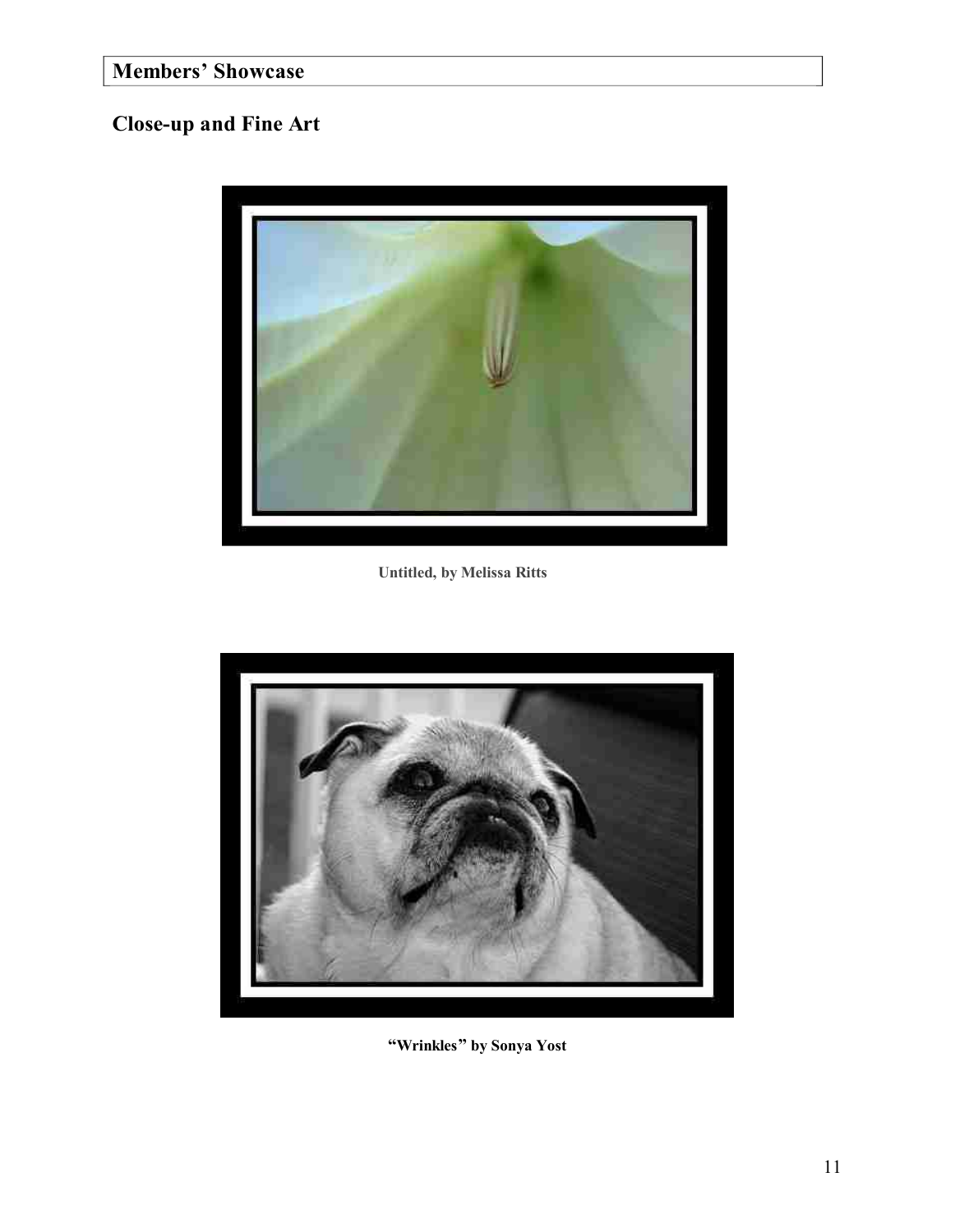## Members' Showcase

### Close-up and Fine Art

**Untitled, by Melissa Ritts**

**"Wrinkles" by Sonya Yost**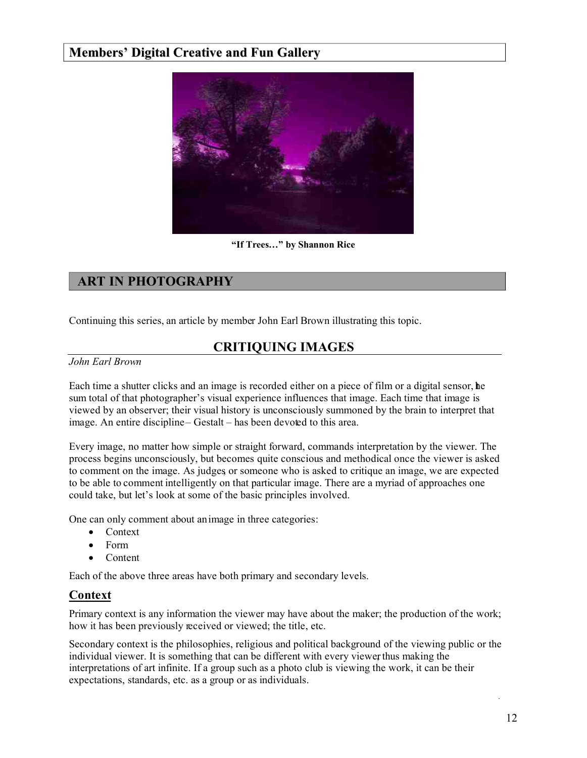## Members' Digital Creative and Fun Gallery

**"If Trees…" by Shannon Rice**

## ART IN PHOTOGRAPHY

Continuing this series, an article by member John Earl Brown illustrating this topic.

### CRITIQUING IMAGES

*John Earl Brown*

Each time a shutter clicks and an image is recorded either on a piece of film or a digital sensor, the sum total of that photographer's visual experience influences that image. Each time that image is viewed by an observer; their visual history is unconsciously summoned by the brain to interpret that image. An entire discipline – Gestalt – has been devoted to this area.

Every image, no matter how simple or straight forward, commands interpretation by the viewer. The process begins unconsciously, but becomes quite conscious and methodical once the viewer is asked to comment on the image. As judges, or someone who is asked to critique an image, we are expected to be able to comment intelligently on that particular image. There are a myriad of approaches one could take, but let's look at some of the basic principles involved.

One can only comment about an image in three categories:

- Context
- Form
- Content

Each of the above three areas have both primary and secondary levels.

#### Context

Primary context is any information the viewer may have about the maker; the production of the work; how it has been previously received or viewed; the title, etc.

Secondary context is the philosophies, religious and political background of the viewing public or the individual viewer. It is something that can be different with every viewer, thus making the interpretations of art infinite. If a group such as a photo club is viewing the work, it can be their expectations, standards, etc. as a group or as individuals.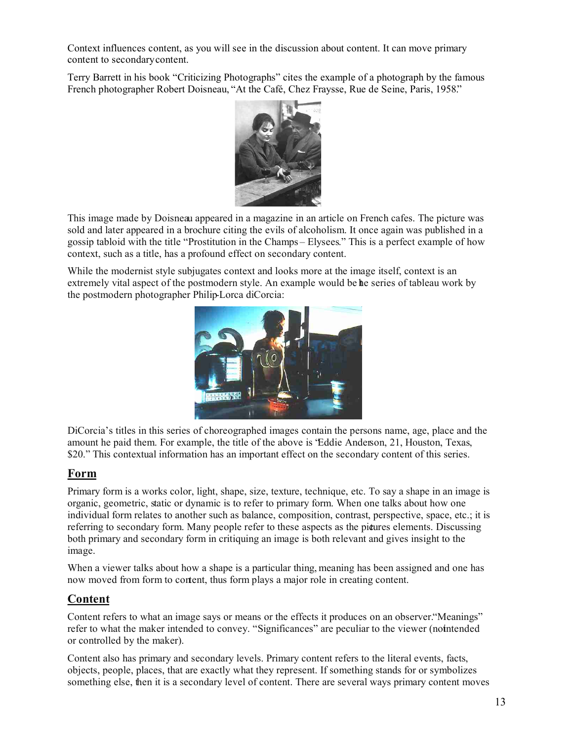Context influences content, as you will see in the discussion about content. It can move primary content to secondary content.

Terry Barrett in his book "Criticizing Photographs" cites the example of a photograph by the famous French photographer Robert Doisneau, "At the Café, Chez Fraysse, Rue de Seine, Paris, 1958."

This image made by Doisneau appeared in a magazine in an article on French cafes. The picture was sold and later appeared in a brochure citing the evils of alcoholism. It once again was published in a gossip tabloid with the title "Prostitution in the Champs – Elysees." This is a perfect example of how context, such as a title, has a profound effect on secondary content.

While the modernist style subjugates context and looks more at the image itself, context is an extremely vital aspect of the postmodern style. An example would be the series of tableau work by the postmodern photographer Philip-Lorca diCorcia:

DiCorcia's titles in this series of choreographed images contain the persons name, age, place and the amount he paid them. For example, the title of the above is "Eddie Anderson, 21, Houston, Texas, $20." This contextual information has an important effect on the secondary content of this series.

## Form

Primary form is a works color, light, shape, size, texture, technique, etc. To say a shape in an image is organic, geometric, static or dynamic is to refer to primary form. When one talks about how one individual form relates to another such as balance, composition, contrast, perspective, space, etc.; it is referring to secondary form. Many people refer to these aspects as the pictures elements. Discussing both primary and secondary form in critiquing an image is both relevant and gives insight to the image.

When a viewer talks about how a shape is a particular thing, meaning has been assigned and one has now moved from form to content, thus form plays a major role in creating content.

## Content

Content refers to what an image says or means or the effects it produces on an observer. "Meanings" refer to what the maker intended to convey. "Significances" are peculiar to the viewer (not intended or controlled by the maker).

Content also has primary and secondary levels. Primary content refers to the literal events, facts, objects, people, places, that are exactly what they represent. If something stands for or symbolizes something else, then it is a secondary level of content. There are several ways primary content moves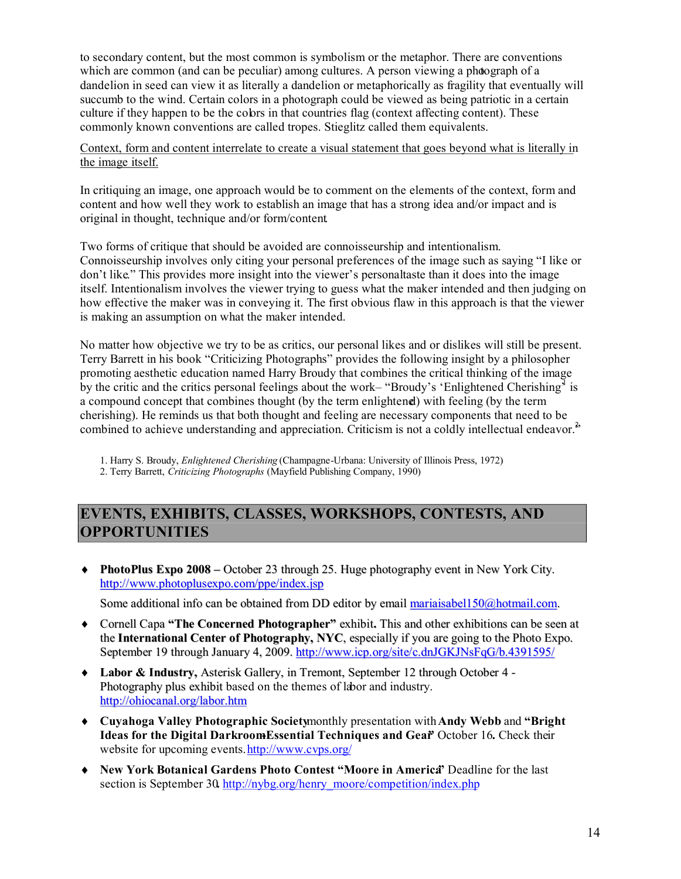to secondary content, but the most common is symbolism or the metaphor. There are conventions which are common (and can be peculiar) among cultures. A person viewing a photograph of a dandelion in seed can view it as literally a dandelion or metaphorically as fragility that eventually will succumb to the wind. Certain colors in a photograph could be viewed as being patriotic in a certain culture if they happen to be the colors in that countries flag (context affecting content). These commonly known conventions are called tropes. Stieglitz called them equivalents.

Context, form and content interrelate to create a visual statement that goes beyond what is literally in the image itself.

In critiquing an image, one approach would be to comment on the elements of the context, form and content and how well they work to establish an image that has a strong idea and/or impact and is original in thought, technique and/or form/content.

Two forms of critique that should be avoided are connoisseurship and intentionalism. Connoisseurship involves only citing your personal preferences of the image such as saying "I like or don't like." This provides more insight into the viewer's personal taste than it does into the image itself. Intentionalism involves the viewer trying to guess what the maker intended and then judging on how effective the maker was in conveying it. The first obvious flaw in this approach is that the viewer is making an assumption on what the maker intended.

No matter how objective we try to be as critics, our personal likes and or dislikes will still be present. Terry Barrett in his book "Criticizing Photographs" provides the following insight by a philosopher promoting aesthetic education named Harry Broudy that combines the critical thinking of the image by the critic and the critics personal feelings about the work– "Broudy's 'Enlightened Cherishing'[1] is a compound concept that combines thought (by the term enlightened) with feeling (by the term cherishing). He reminds us that both thought and feeling are necessary components that need to be combined to achieve understanding and appreciation. Criticism is not a coldly intellectual endeavor."[2]

1. Harry S. Broudy, *Enlightened Cherishing* (Champagne-Urbana: University of Illinois Press, 1972)
2. Terry Barrett, *Criticizing Photographs* (Mayfield Publishing Company, 1990)

## EVENTS, EXHIBITS, CLASSES, WORKSHOPS, CONTESTS, AND OPPORTUNITIES

- **PhotoPlus Expo 2008 –** October 23 through 25. Huge photography event in New York City. http://www.photoplusexpo.com/ppe/index.jsp

  Some additional info can be obtained from DD editor by email mariaisabel150@hotmail.com.

- Cornell Capa **"The Concerned Photographer"** exhibit**.** This and other exhibitions can be seen at the **International Center of Photography, NYC**, especially if you are going to the Photo Expo. September 19 through January 4, 2009. http://www.icp.org/site/c.dnJGKJNsFqG/b.4391595/

- **Labor & Industry,** Asterisk Gallery, in Tremont, September 12 through October 4 - Photography plus exhibit based on the themes of labor and industry. http://ohiocanal.org/labor.htm

- **Cuyahoga Valley Photographic Society** monthly presentation with **Andy Webb** and **"Bright Ideas for the Digital Darkroom: Essential Techniques and Gear"** October 16**.** Check their website for upcoming events. http://www.cvps.org/

- **New York Botanical Gardens Photo Contest "Moore in America"** Deadline for the last section is September 30. http://nybg.org/henry_moore/competition/index.php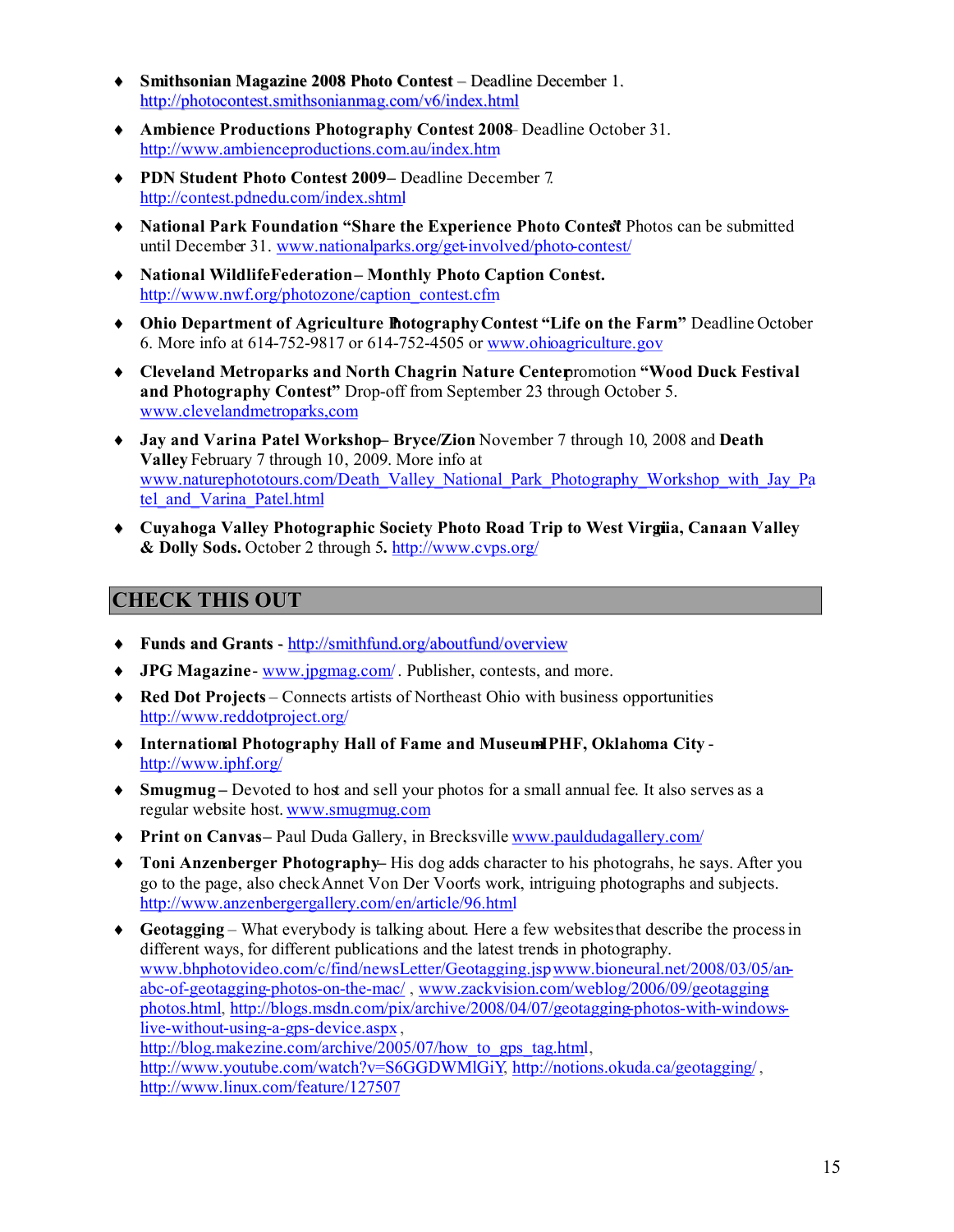- **Smithsonian Magazine 2008 Photo Contest** – Deadline December 1. http://photocontest.smithsonianmag.com/v6/index.html
- **Ambience Productions Photography Contest 2008**– Deadline October 31. http://www.ambienceproductions.com.au/index.htm
- **PDN Student Photo Contest 2009**– Deadline December 7. http://contest.pdnedu.com/index.shtml
- **National Park Foundation "Share the Experience Photo Contest"** Photos can be submitted until December 31. www.nationalparks.org/get-involved/photo-contest/
- **National Wildlife Federation – Monthly Photo Caption Contest.** http://www.nwf.org/photozone/caption_contest.cfm
- **Ohio Department of Agriculture Photography Contest "Life on the Farm"** Deadline October 6. More info at 614-752-9817 or 614-752-4505 or www.ohioagriculture.gov
- **Cleveland Metroparks and North Chagrin Nature Center** promotion **"Wood Duck Festival and Photography Contest"** Drop-off from September 23 through October 5. www.clevelandmetroparks,com
- **Jay and Varina Patel Workshop– Bryce/Zion** November 7 through 10, 2008 and **Death Valley** February 7 through 10, 2009. More info at www.naturephototours.com/Death_Valley_National_Park_Photography_Workshop_with_Jay_Patel_and_Varina_Patel.html
- **Cuyahoga Valley Photographic Society Photo Road Trip to West Virginia, Canaan Valley & Dolly Sods.** October 2 through 5**.** http://www.cvps.org/

## CHECK THIS OUT

- **Funds and Grants** - http://smithfund.org/aboutfund/overview
- **JPG Magazine** - www.jpgmag.com/ . Publisher, contests, and more.
- **Red Dot Projects** – Connects artists of Northeast Ohio with business opportunities http://www.reddotproject.org/
- **International Photography Hall of Fame and Museum IPHF, Oklahoma City** - http://www.iphf.org/
- **Smugmug** – Devoted to host and sell your photos for a small annual fee. It also serves as a regular website host. www.smugmug.com
- **Print on Canvas**– Paul Duda Gallery, in Brecksville www.pauldudagallery.com/
- **Toni Anzenberger Photography**– His dog adds character to his photograhs, he says. After you go to the page, also check Annet Von Der Voort's work, intriguing photographs and subjects. http://www.anzenbergergallery.com/en/article/96.html
- **Geotagging** – What everybody is talking about. Here a few websites that describe the process in different ways, for different publications and the latest trends in photography. www.bhphotovideo.com/c/find/newsLetter/Geotagging.jsp www.bioneural.net/2008/03/05/an-abc-of-geotagging-photos-on-the-mac/ , www.zackvision.com/weblog/2006/09/geotagging-photos.html, http://blogs.msdn.com/pix/archive/2008/04/07/geotagging-photos-with-windows-live-without-using-a-gps-device.aspx , http://blog.makezine.com/archive/2005/07/how_to_gps_tag.html, http://www.youtube.com/watch?v=S6GGDWMlGiY, http://notions.okuda.ca/geotagging/ , http://www.linux.com/feature/127507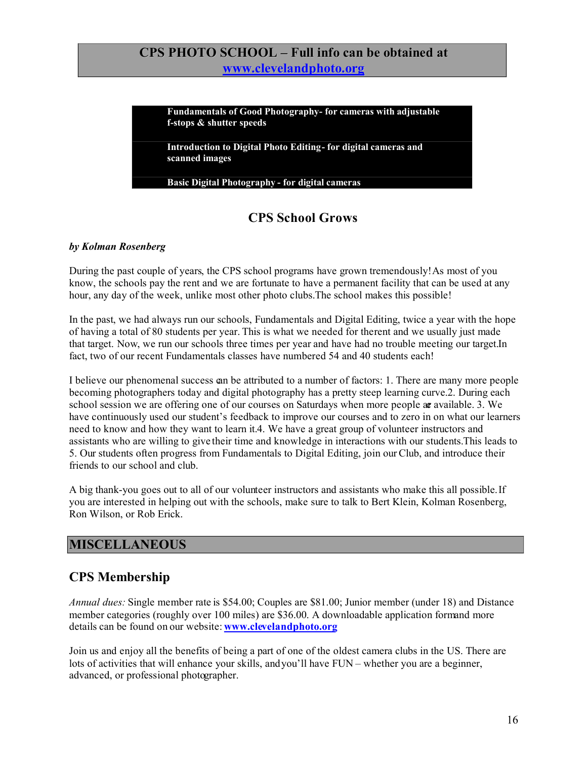## CPS PHOTO SCHOOL – Full info can be obtained at www.clevelandphoto.org

- **Fundamentals of Good Photography- for cameras with adjustable f-stops & shutter speeds**
- **Introduction to Digital Photo Editing- for digital cameras and scanned images**
- **Basic Digital Photography - for digital cameras**

### CPS School Grows

***by Kolman Rosenberg***

During the past couple of years, the CPS school programs have grown tremendously! As most of you know, the schools pay the rent and we are fortunate to have a permanent facility that can be used at any hour, any day of the week, unlike most other photo clubs. The school makes this possible!

In the past, we had always run our schools, Fundamentals and Digital Editing, twice a year with the hope of having a total of 80 students per year. This is what we needed for the rent and we usually just made that target. Now, we run our schools three times per year and have had no trouble meeting our target. In fact, two of our recent Fundamentals classes have numbered 54 and 40 students each!

I believe our phenomenal success can be attributed to a number of factors: 1. There are many more people becoming photographers today and digital photography has a pretty steep learning curve. 2. During each school session we are offering one of our courses on Saturdays when more people are available. 3. We have continuously used our student's feedback to improve our courses and to zero in on what our learners need to know and how they want to learn it. 4. We have a great group of volunteer instructors and assistants who are willing to give their time and knowledge in interactions with our students. This leads to 5. Our students often progress from Fundamentals to Digital Editing, join our Club, and introduce their friends to our school and club.

A big thank-you goes out to all of our volunteer instructors and assistants who make this all possible. If you are interested in helping out with the schools, make sure to talk to Bert Klein, Kolman Rosenberg, Ron Wilson, or Rob Erick.

## MISCELLANEOUS

### CPS Membership

*Annual dues:* Single member rate is $54.00; Couples are $81.00; Junior member (under 18) and Distance member categories (roughly over 100 miles) are $36.00. A downloadable application form and more details can be found on our website: **www.clevelandphoto.org**

Join us and enjoy all the benefits of being a part of one of the oldest camera clubs in the US. There are lots of activities that will enhance your skills, and you'll have FUN – whether you are a beginner, advanced, or professional photographer.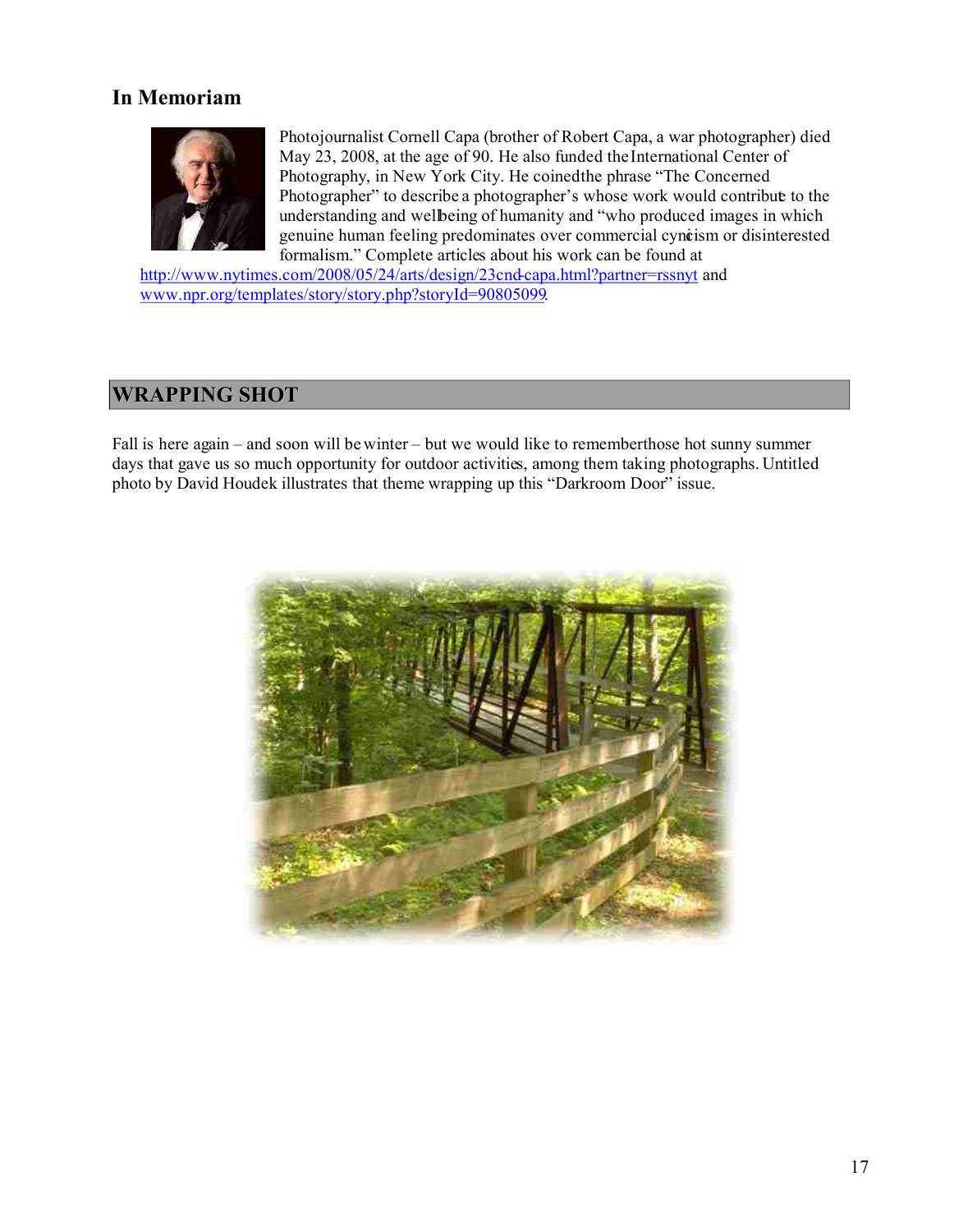## In Memoriam

Photojournalist Cornell Capa (brother of Robert Capa, a war photographer) died May 23, 2008, at the age of 90. He also funded the International Center of Photography, in New York City. He coined the phrase "The Concerned Photographer" to describe a photographer's whose work would contribute to the understanding and wellbeing of humanity and "who produced images in which genuine human feeling predominates over commercial cynicism or disinterested formalism." Complete articles about his work can be found at http://www.nytimes.com/2008/05/24/arts/design/23cnd-capa.html?partner=rssnyt and www.npr.org/templates/story/story.php?storyId=90805099.

## WRAPPING SHOT

Fall is here again – and soon will be winter – but we would like to remember those hot sunny summer days that gave us so much opportunity for outdoor activities, among them taking photographs. Untitled photo by David Houdek illustrates that theme wrapping up this "Darkroom Door" issue.